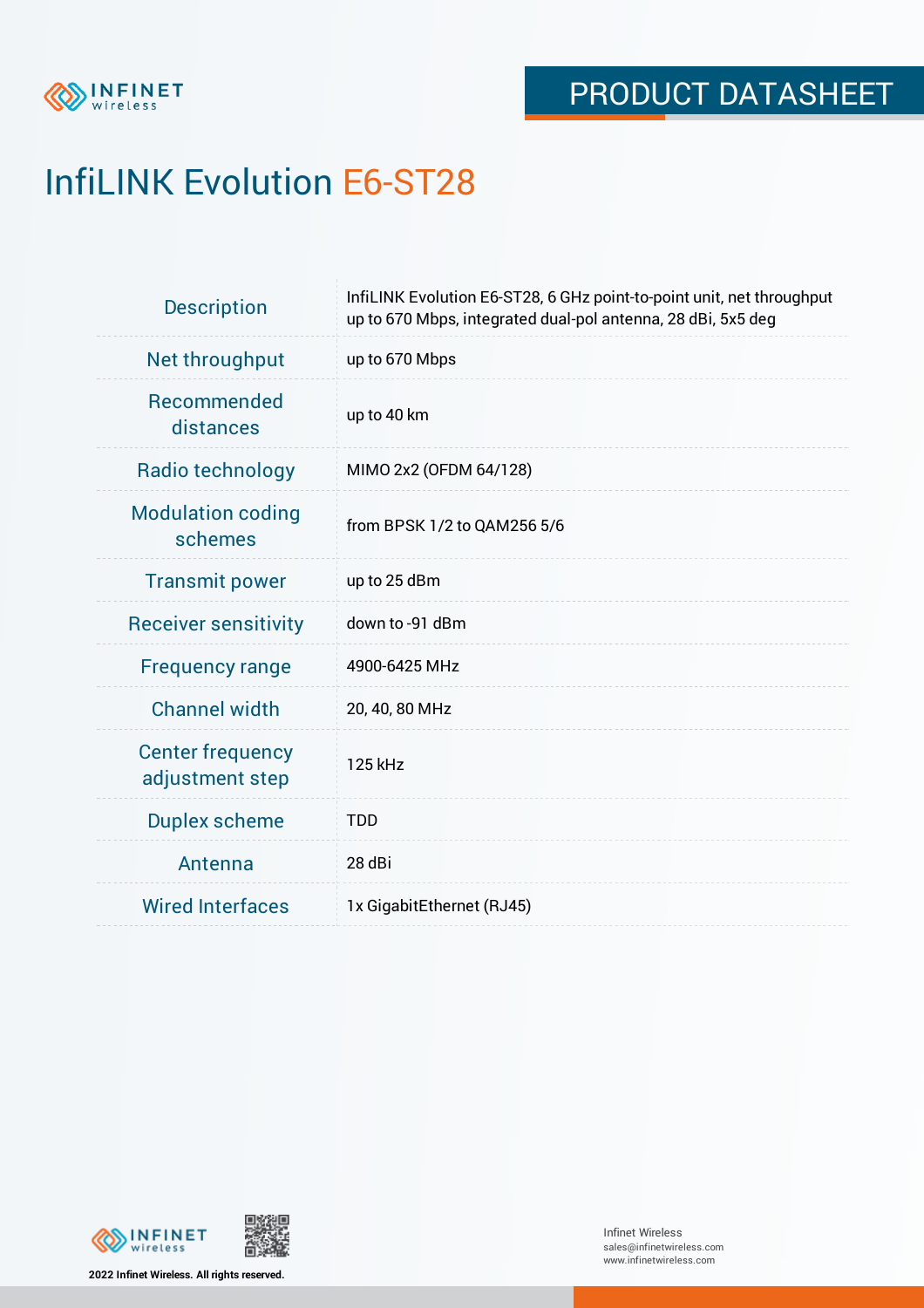PRODUCT DATASHEET

# InfiLINK Evolution E6-ST28

| | |
|---|---|
| Description | InfiLINK Evolution E6-ST28, 6 GHz point-to-point unit, net throughput up to 670 Mbps, integrated dual-pol antenna, 28 dBi, 5x5 deg |
| Net throughput | up to 670 Mbps |
| Recommended distances | up to 40 km |
| Radio technology | MIMO 2x2 (OFDM 64/128) |
| Modulation coding schemes | from BPSK 1/2 to QAM256 5/6 |
| Transmit power | up to 25 dBm |
| Receiver sensitivity | down to -91 dBm |
| Frequency range | 4900-6425 MHz |
| Channel width | 20, 40, 80 MHz |
| Center frequency adjustment step | 125 kHz |
| Duplex scheme | TDD |
| Antenna | 28 dBi |
| Wired Interfaces | 1x GigabitEthernet (RJ45) |

2022 Infinet Wireless. All rights reserved.

Infinet Wireless
sales@infinetwireless.com
www.infinetwireless.com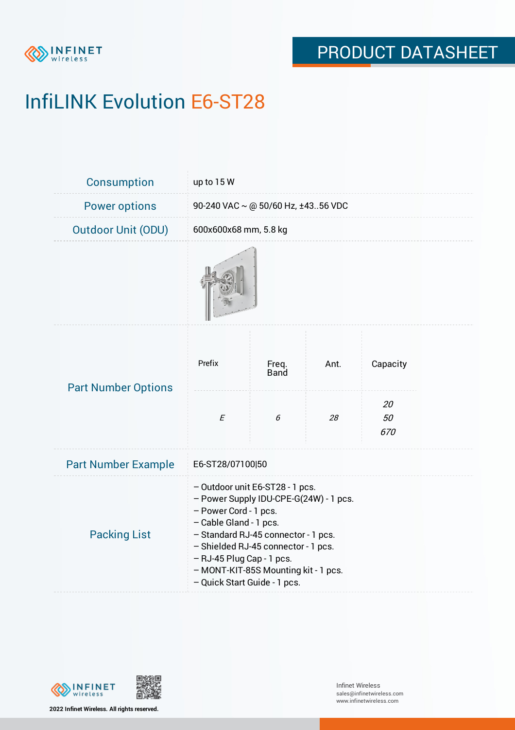# InfiLINK Evolution E6-ST28

| | |
|---|---|
| Consumption | up to 15 W |
| Power options | 90-240 VAC ~ @ 50/60 Hz, ±43..56 VDC |
| Outdoor Unit (ODU) | 600x600x68 mm, 5.8 kg |

**Part Number Options**

| Prefix | Freq. Band | Ant. | Capacity |
|---|---|---|---|
| *E* | *6* | *28* | *20*<br>*50*<br>*670* |

**Part Number Example:** E6-ST28/07100|50

**Packing List**

- Outdoor unit E6-ST28 - 1 pcs.
- Power Supply IDU-CPE-G(24W) - 1 pcs.
- Power Cord - 1 pcs.
- Cable Gland - 1 pcs.
- Standard RJ-45 connector - 1 pcs.
- Shielded RJ-45 connector - 1 pcs.
- RJ-45 Plug Cap - 1 pcs.
- MONT-KIT-85S Mounting kit - 1 pcs.
- Quick Start Guide - 1 pcs.

**2022 Infinet Wireless. All rights reserved.**

Infinet Wireless
sales@infinetwireless.com
www.infinetwireless.com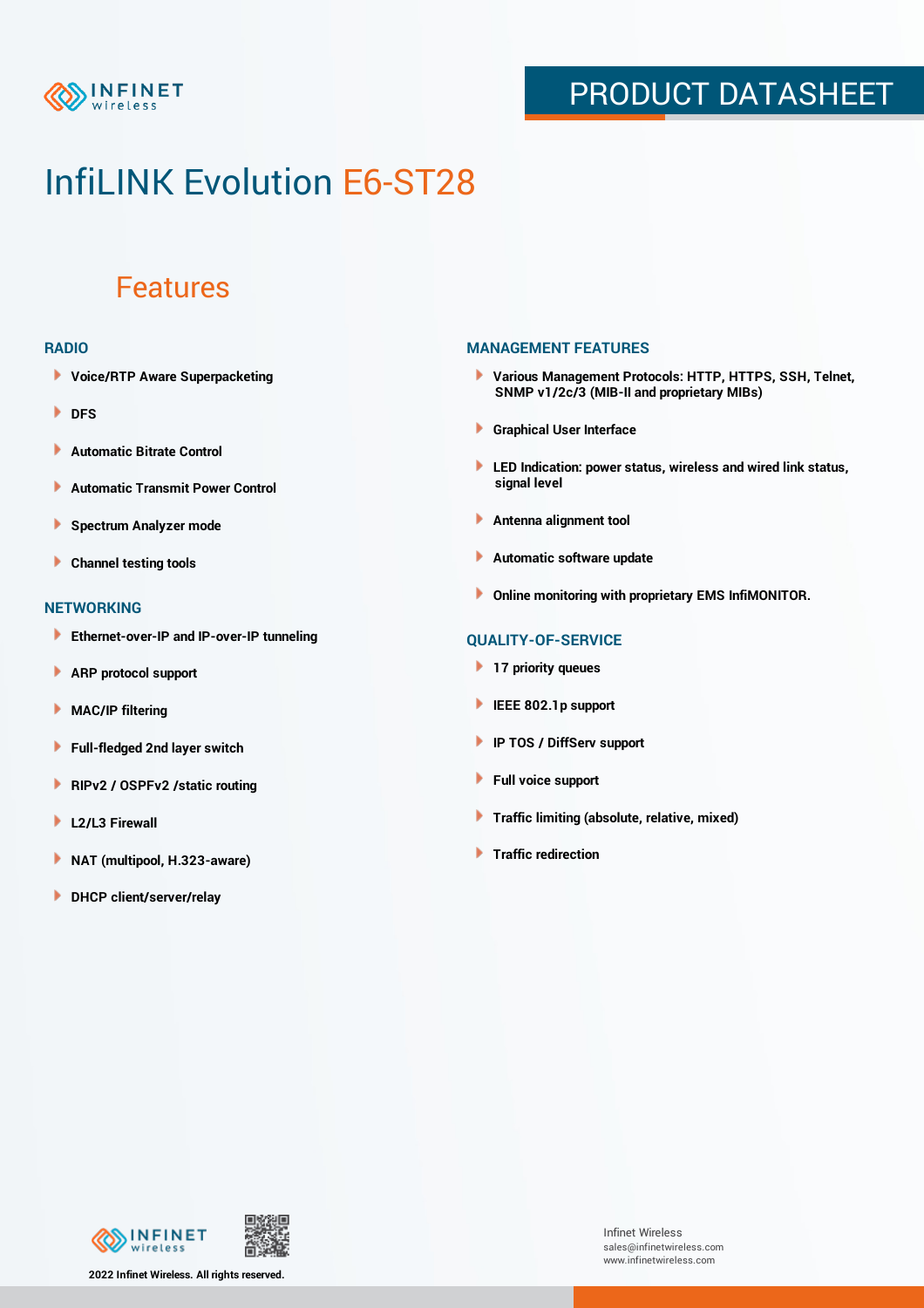# InfiLINK Evolution E6-ST28

## Features

### RADIO

- Voice/RTP Aware Superpacketing
- DFS
- Automatic Bitrate Control
- Automatic Transmit Power Control
- Spectrum Analyzer mode
- Channel testing tools

### NETWORKING

- Ethernet-over-IP and IP-over-IP tunneling
- ARP protocol support
- MAC/IP filtering
- Full-fledged 2nd layer switch
- RIPv2 / OSPFv2 /static routing
- L2/L3 Firewall
- NAT (multipool, H.323-aware)
- DHCP client/server/relay

### MANAGEMENT FEATURES

- Various Management Protocols: HTTP, HTTPS, SSH, Telnet, SNMP v1/2c/3 (MIB-II and proprietary MIBs)
- Graphical User Interface
- LED Indication: power status, wireless and wired link status, signal level
- Antenna alignment tool
- Automatic software update
- Online monitoring with proprietary EMS InfiMONITOR.

### QUALITY-OF-SERVICE

- 17 priority queues
- IEEE 802.1p support
- IP TOS / DiffServ support
- Full voice support
- Traffic limiting (absolute, relative, mixed)
- Traffic redirection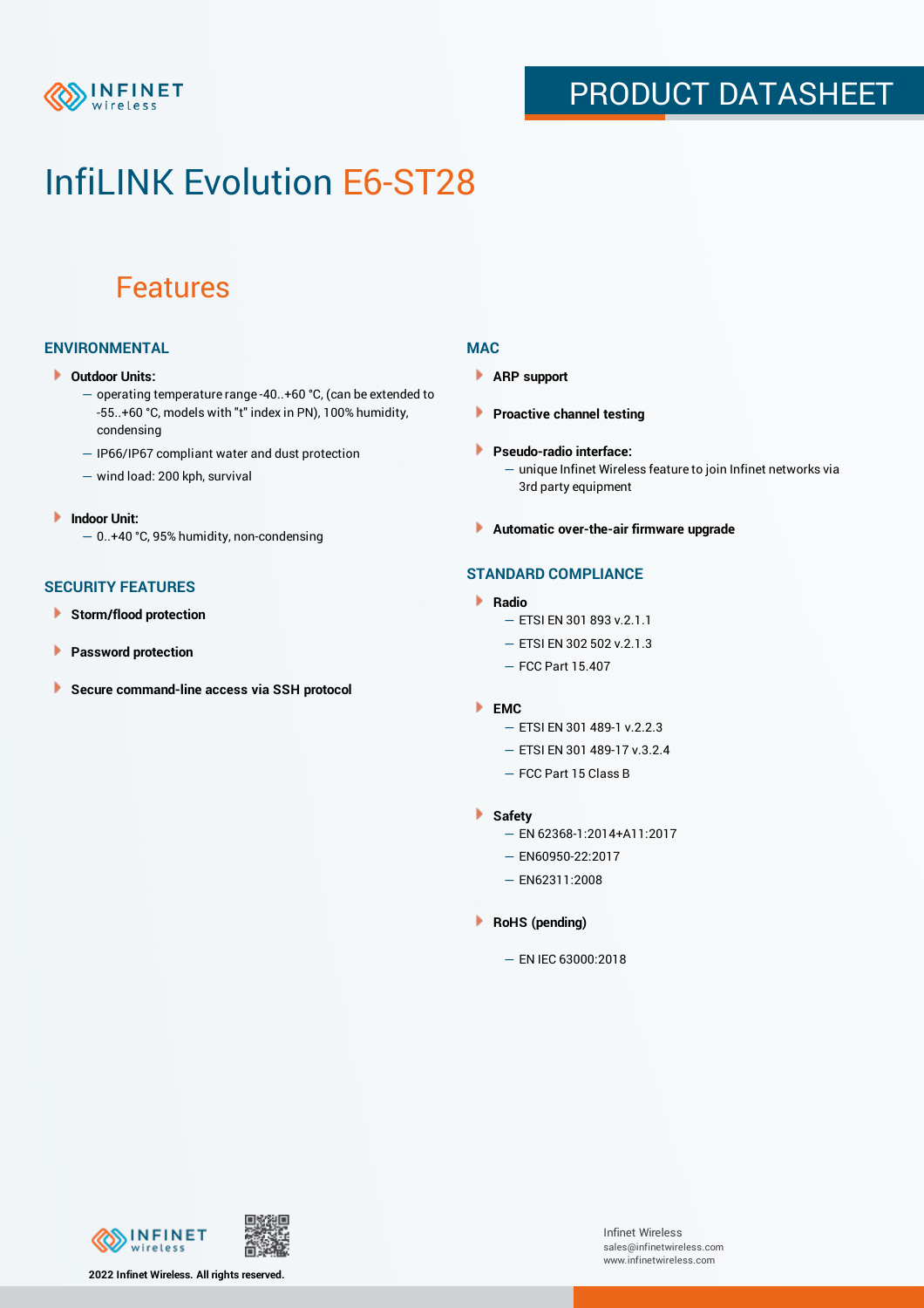# InfiLINK Evolution E6-ST28

## Features

### ENVIRONMENTAL

- **Outdoor Units:**
  - operating temperature range -40..+60 °C, (can be extended to -55..+60 °C, models with "t" index in PN), 100% humidity, condensing
  - IP66/IP67 compliant water and dust protection
  - wind load: 200 kph, survival
- **Indoor Unit:**
  - 0..+40 °C, 95% humidity, non-condensing

### SECURITY FEATURES

- **Storm/flood protection**
- **Password protection**
- **Secure command-line access via SSH protocol**

### MAC

- **ARP support**
- **Proactive channel testing**
- **Pseudo-radio interface:**
  - unique Infinet Wireless feature to join Infinet networks via 3rd party equipment
- **Automatic over-the-air firmware upgrade**

### STANDARD COMPLIANCE

- **Radio**
  - ETSI EN 301 893 v.2.1.1
  - ETSI EN 302 502 v.2.1.3
  - FCC Part 15.407
- **EMC**
  - ETSI EN 301 489-1 v.2.2.3
  - ETSI EN 301 489-17 v.3.2.4
  - FCC Part 15 Class B
- **Safety**
  - EN 62368-1:2014+A11:2017
  - EN60950-22:2017
  - EN62311:2008
- **RoHS (pending)**
  - EN IEC 63000:2018

2022 Infinet Wireless. All rights reserved.

Infinet Wireless
sales@infinetwireless.com
www.infinetwireless.com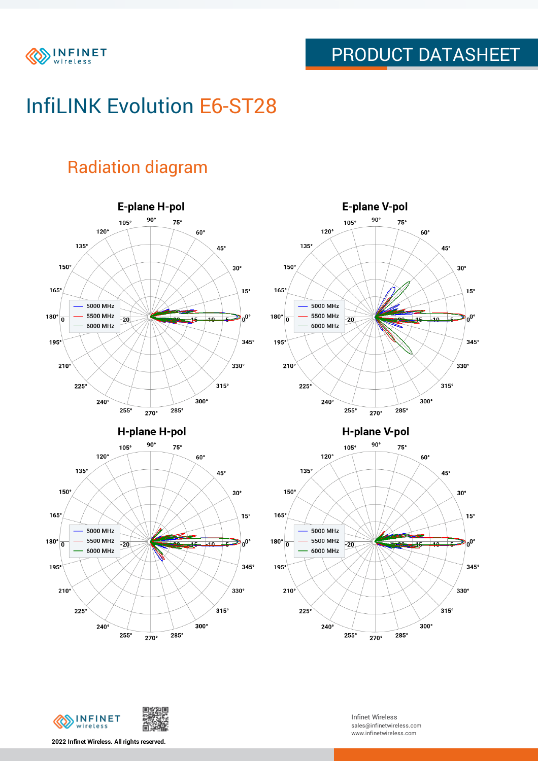# InfiLINK Evolution E6-ST28

## Radiation diagram

**E-plane H-pol**

90° 75° 60° 45° 30° 15° 0° 345° 330° 315° 300° 285° 270° 255° 240° 225° 210° 195° 180° 165° 150° 135° 120° 105°

0 -20 -15 -10 -5 0

5000 MHz
5500 MHz
6000 MHz

**E-plane V-pol**

90° 75° 60° 45° 30° 15° 0° 345° 330° 315° 300° 285° 270° 255° 240° 225° 210° 195° 180° 165° 150° 135° 120° 105°

0 -20 -15 -10 -5 0

5000 MHz
5500 MHz
6000 MHz

**H-plane H-pol**

90° 75° 60° 45° 30° 15° 0° 345° 330° 315° 300° 285° 270° 255° 240° 225° 210° 195° 180° 165° 150° 135° 120° 105°

0 -20 -15 -10 -5 0

5000 MHz
5500 MHz
6000 MHz

**H-plane V-pol**

90° 75° 60° 45° 30° 15° 0° 345° 330° 315° 300° 285° 270° 255° 240° 225° 210° 195° 180° 165° 150° 135° 120° 105°

0 -20 -15 -10 -5 0

5000 MHz
5500 MHz
6000 MHz

2022 Infinet Wireless. All rights reserved.

Infinet Wireless
sales@infinetwireless.com
www.infinetwireless.com